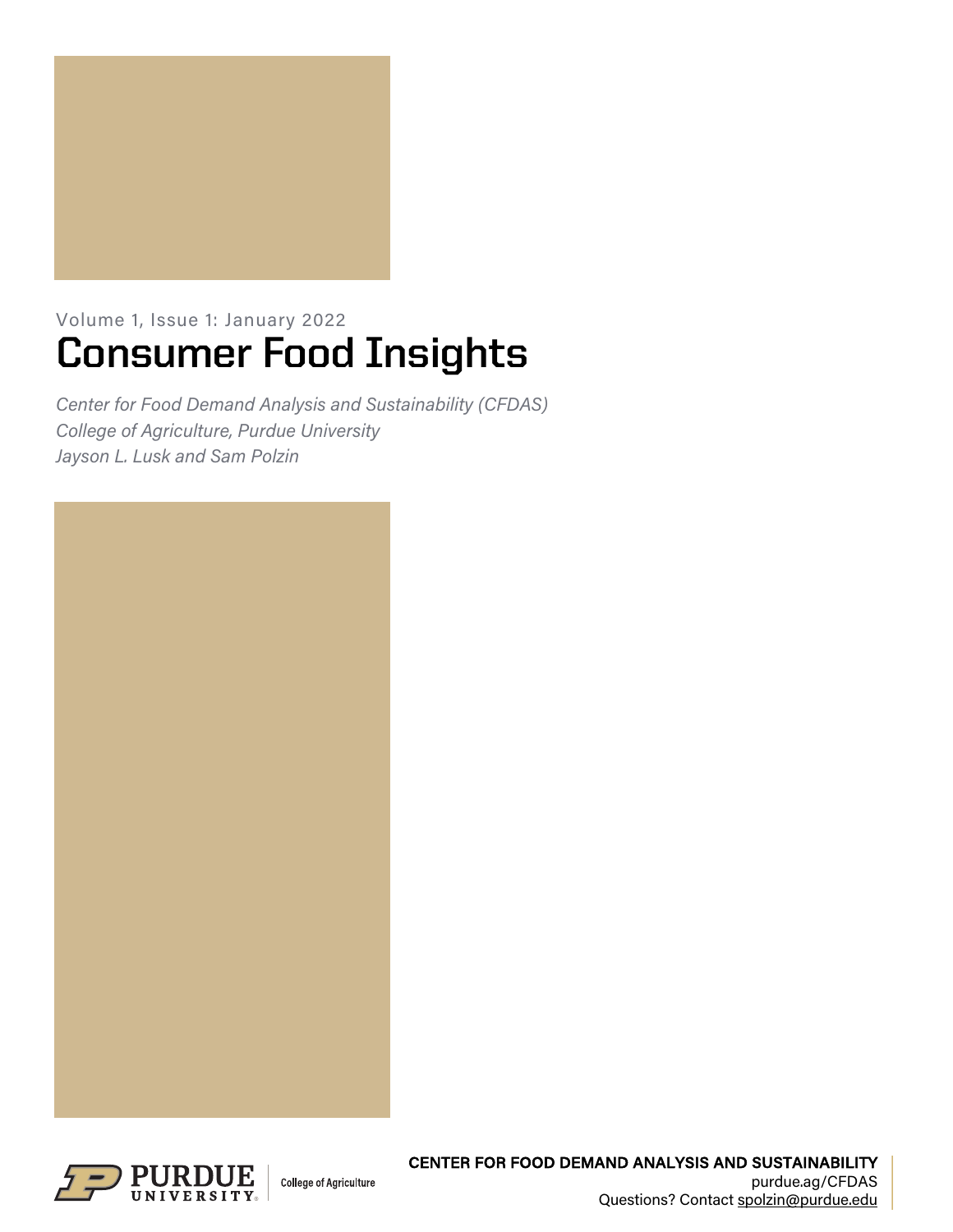Volume 1, Issue 1: January 2022

# Consumer Food Insights

*Center for Food Demand Analysis and Sustainability (CFDAS)*
*College of Agriculture, Purdue University*
*Jayson L. Lusk and Sam Polzin*

PURDUE UNIVERSITY | College of Agriculture

**CENTER FOR FOOD DEMAND ANALYSIS AND SUSTAINABILITY**
purdue.ag/CFDAS
Questions? Contact spolzin@purdue.edu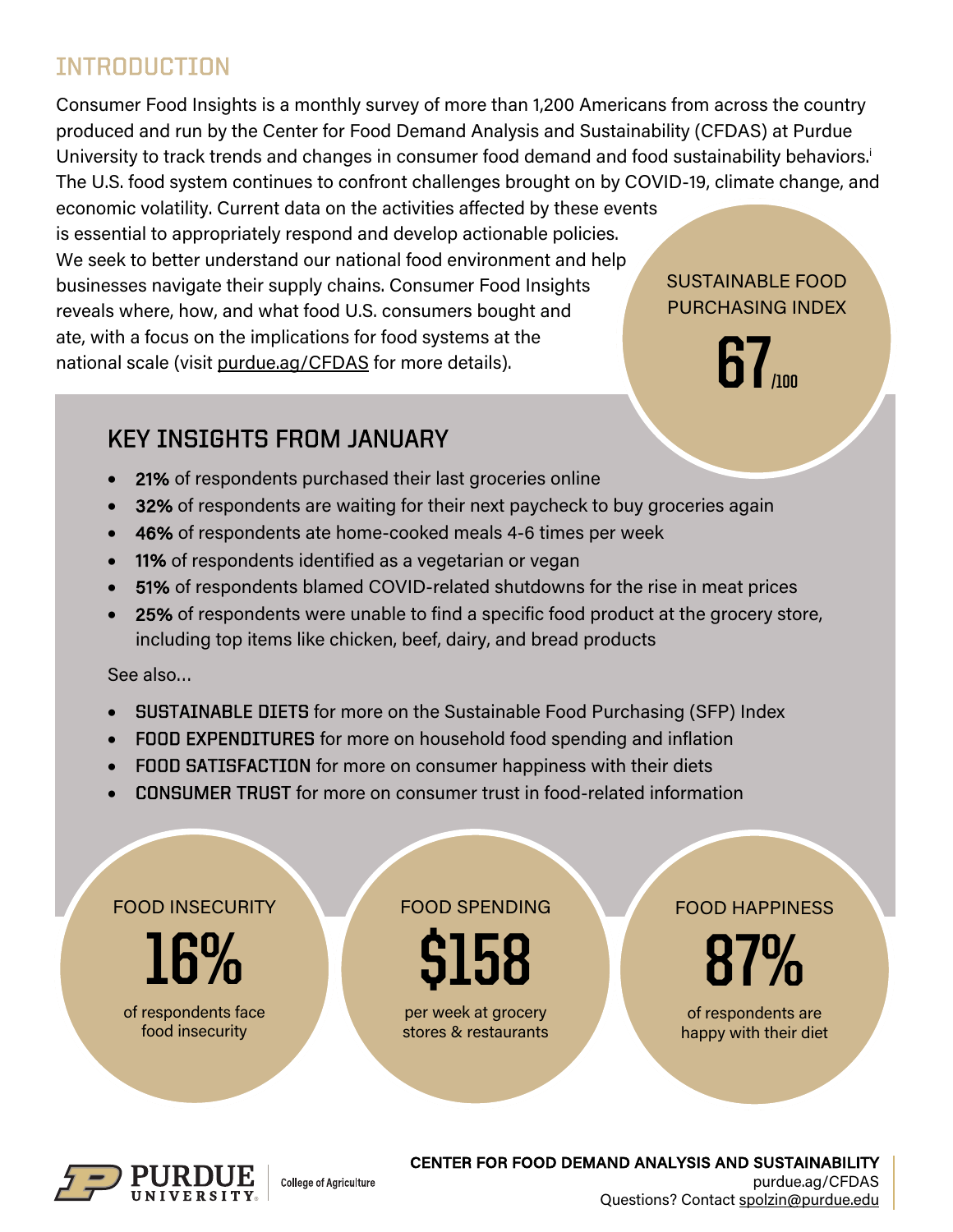## INTRODUCTION

Consumer Food Insights is a monthly survey of more than 1,200 Americans from across the country produced and run by the Center for Food Demand Analysis and Sustainability (CFDAS) at Purdue University to track trends and changes in consumer food demand and food sustainability behaviors.[i] The U.S. food system continues to confront challenges brought on by COVID-19, climate change, and economic volatility. Current data on the activities affected by these events is essential to appropriately respond and develop actionable policies. We seek to better understand our national food environment and help businesses navigate their supply chains. Consumer Food Insights reveals where, how, and what food U.S. consumers bought and ate, with a focus on the implications for food systems at the national scale (visit purdue.ag/CFDAS for more details).

SUSTAINABLE FOOD PURCHASING INDEX

**67**/100

### KEY INSIGHTS FROM JANUARY

- **21%** of respondents purchased their last groceries online
- **32%** of respondents are waiting for their next paycheck to buy groceries again
- **46%** of respondents ate home-cooked meals 4-6 times per week
- **11%** of respondents identified as a vegetarian or vegan
- **51%** of respondents blamed COVID-related shutdowns for the rise in meat prices
- **25%** of respondents were unable to find a specific food product at the grocery store, including top items like chicken, beef, dairy, and bread products

See also...

- **SUSTAINABLE DIETS** for more on the Sustainable Food Purchasing (SFP) Index
- **FOOD EXPENDITURES** for more on household food spending and inflation
- **FOOD SATISFACTION** for more on consumer happiness with their diets
- **CONSUMER TRUST** for more on consumer trust in food-related information

FOOD INSECURITY

**16%**

of respondents face food insecurity

FOOD SPENDING

**$158**

per week at grocery stores & restaurants

FOOD HAPPINESS

**87%**

of respondents are happy with their diet

CENTER FOR FOOD DEMAND ANALYSIS AND SUSTAINABILITY
purdue.ag/CFDAS
Questions? Contact spolzin@purdue.edu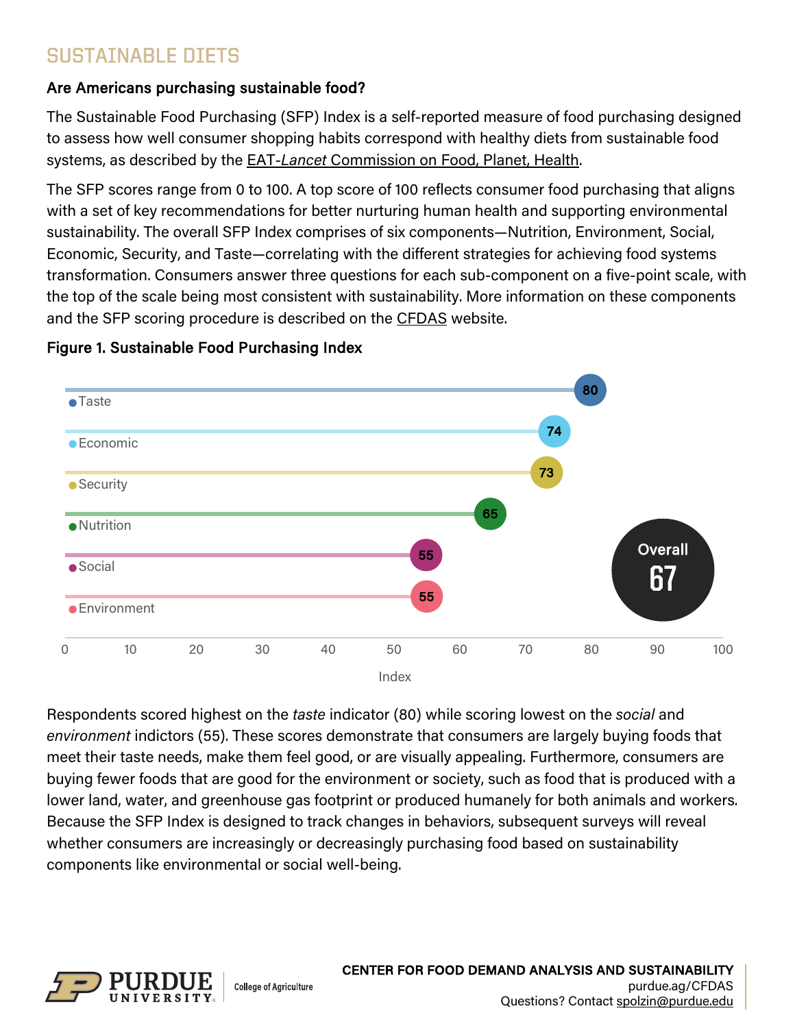## SUSTAINABLE DIETS

**Are Americans purchasing sustainable food?**

The Sustainable Food Purchasing (SFP) Index is a self-reported measure of food purchasing designed to assess how well consumer shopping habits correspond with healthy diets from sustainable food systems, as described by the EAT-*Lancet* Commission on Food, Planet, Health.

The SFP scores range from 0 to 100. A top score of 100 reflects consumer food purchasing that aligns with a set of key recommendations for better nurturing human health and supporting environmental sustainability. The overall SFP Index comprises of six components—Nutrition, Environment, Social, Economic, Security, and Taste—correlating with the different strategies for achieving food systems transformation. Consumers answer three questions for each sub-component on a five-point scale, with the top of the scale being most consistent with sustainability. More information on these components and the SFP scoring procedure is described on the CFDAS website.

**Figure 1. Sustainable Food Purchasing Index**

| Component | Index |
| --- | --- |
| Taste | 80 |
| Economic | 74 |
| Security | 73 |
| Nutrition | 65 |
| Social | 55 |
| Environment | 55 |
| Overall | 67 |

Respondents scored highest on the *taste* indicator (80) while scoring lowest on the *social* and *environment* indictors (55). These scores demonstrate that consumers are largely buying foods that meet their taste needs, make them feel good, or are visually appealing. Furthermore, consumers are buying fewer foods that are good for the environment or society, such as food that is produced with a lower land, water, and greenhouse gas footprint or produced humanely for both animals and workers. Because the SFP Index is designed to track changes in behaviors, subsequent surveys will reveal whether consumers are increasingly or decreasingly purchasing food based on sustainability components like environmental or social well-being.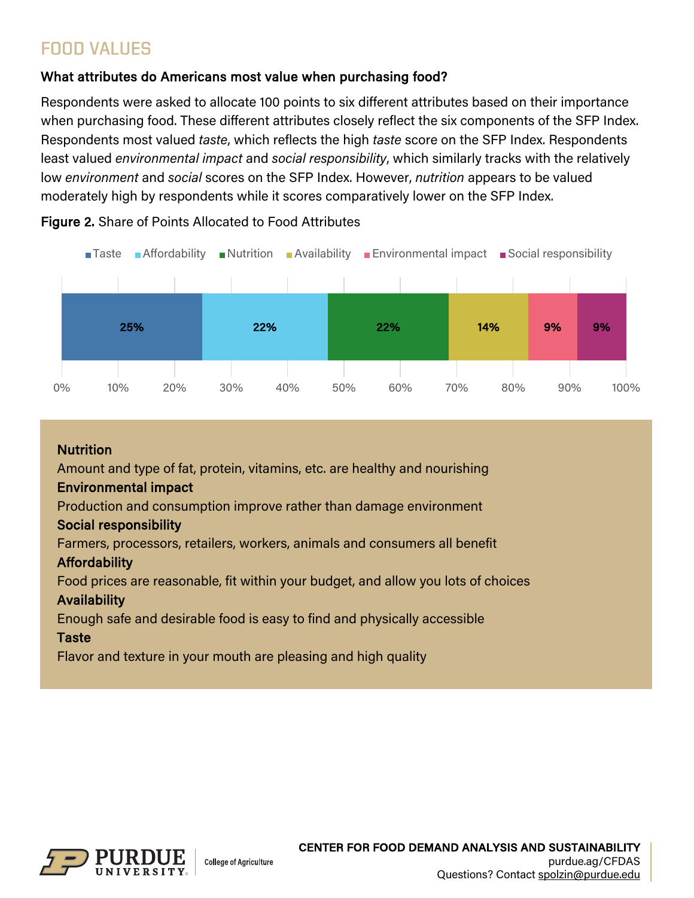## FOOD VALUES

### What attributes do Americans most value when purchasing food?

Respondents were asked to allocate 100 points to six different attributes based on their importance when purchasing food. These different attributes closely reflect the six components of the SFP Index. Respondents most valued *taste*, which reflects the high *taste* score on the SFP Index. Respondents least valued *environmental impact* and *social responsibility*, which similarly tracks with the relatively low *environment* and *social* scores on the SFP Index. However, *nutrition* appears to be valued moderately high by respondents while it scores comparatively lower on the SFP Index.

**Figure 2.** Share of Points Allocated to Food Attributes

| Taste | Affordability | Nutrition | Availability | Environmental impact | Social responsibility |
|---|---|---|---|---|---|
| 25% | 22% | 22% | 14% | 9% | 9% |

**Nutrition**
Amount and type of fat, protein, vitamins, etc. are healthy and nourishing

**Environmental impact**
Production and consumption improve rather than damage environment

**Social responsibility**
Farmers, processors, retailers, workers, animals and consumers all benefit

**Affordability**
Food prices are reasonable, fit within your budget, and allow you lots of choices

**Availability**
Enough safe and desirable food is easy to find and physically accessible

**Taste**
Flavor and texture in your mouth are pleasing and high quality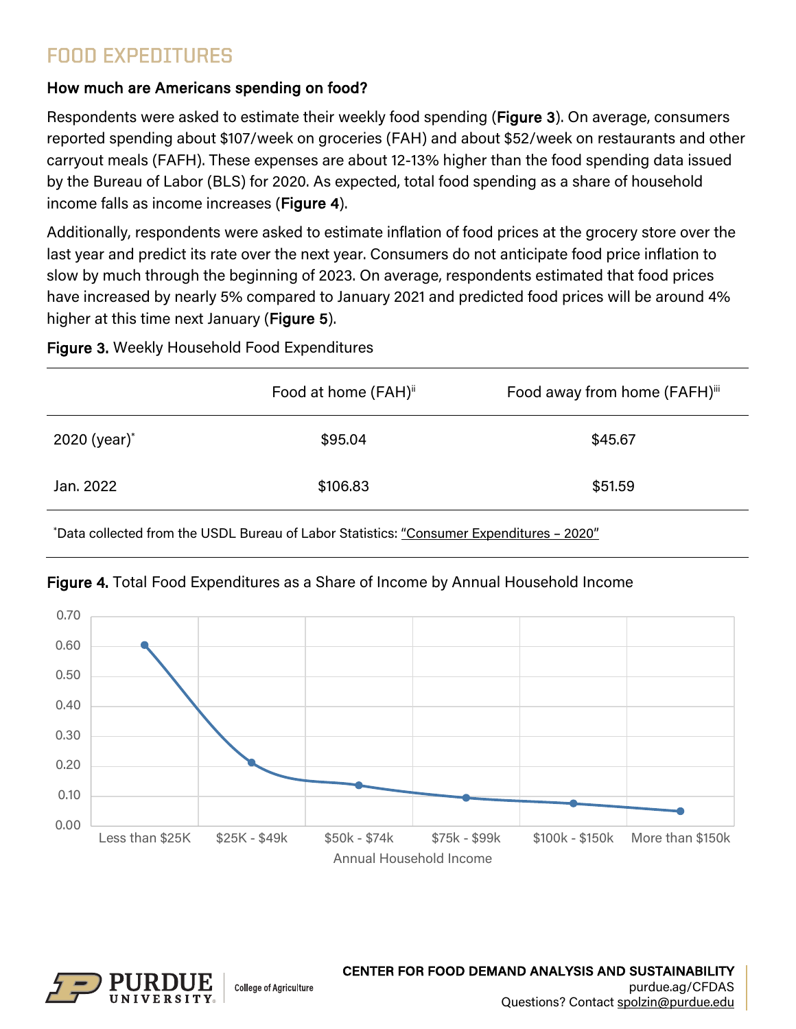## FOOD EXPEDITURES

### How much are Americans spending on food?

Respondents were asked to estimate their weekly food spending (**Figure 3**). On average, consumers reported spending about $107/week on groceries (FAH) and about $52/week on restaurants and other carryout meals (FAFH). These expenses are about 12-13% higher than the food spending data issued by the Bureau of Labor (BLS) for 2020. As expected, total food spending as a share of household income falls as income increases (**Figure 4**).

Additionally, respondents were asked to estimate inflation of food prices at the grocery store over the last year and predict its rate over the next year. Consumers do not anticipate food price inflation to slow by much through the beginning of 2023. On average, respondents estimated that food prices have increased by nearly 5% compared to January 2021 and predicted food prices will be around 4% higher at this time next January (**Figure 5**).

**Figure 3.** Weekly Household Food Expenditures

| | Food at home (FAH)[ii] | Food away from home (FAFH)[iii] |
|---|---|---|
| 2020 (year)* | $95.04 | $45.67 |
| Jan. 2022 | $106.83 | $51.59 |

*Data collected from the USDL Bureau of Labor Statistics: "Consumer Expenditures – 2020"

**Figure 4.** Total Food Expenditures as a Share of Income by Annual Household Income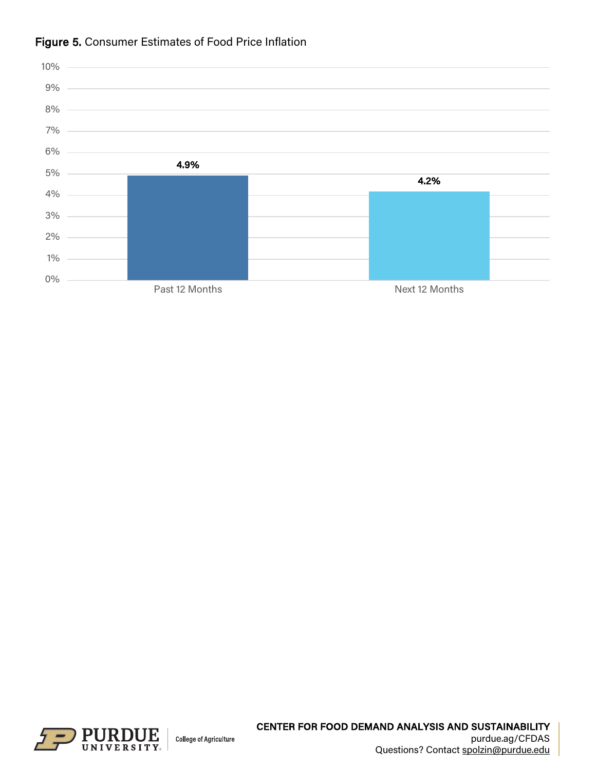**Figure 5.** Consumer Estimates of Food Price Inflation

| | Past 12 Months | Next 12 Months |
|---|---|---|
| Estimate | 4.9% | 4.2% |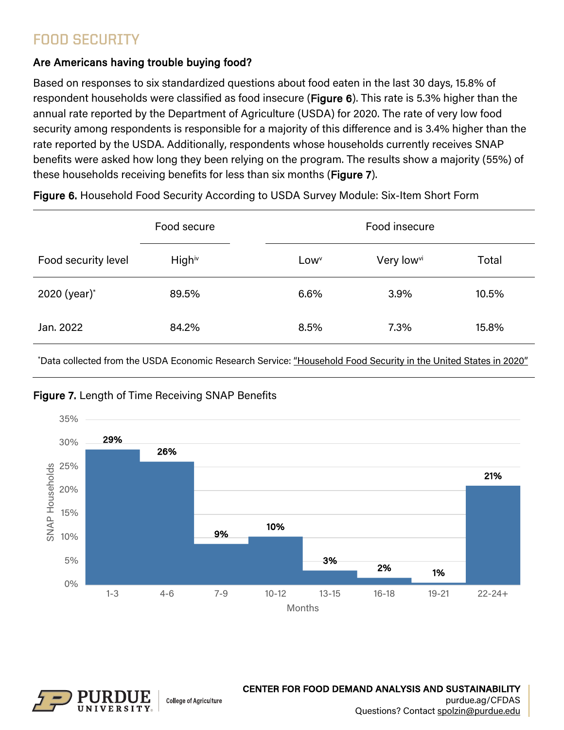# FOOD SECURITY

### Are Americans having trouble buying food?

Based on responses to six standardized questions about food eaten in the last 30 days, 15.8% of respondent households were classified as food insecure (**Figure 6**). This rate is 5.3% higher than the annual rate reported by the Department of Agriculture (USDA) for 2020. The rate of very low food security among respondents is responsible for a majority of this difference and is 3.4% higher than the rate reported by the USDA. Additionally, respondents whose households currently receives SNAP benefits were asked how long they been relying on the program. The results show a majority (55%) of these households receiving benefits for less than six months (**Figure 7**).

**Figure 6.** Household Food Security According to USDA Survey Module: Six-Item Short Form

| | Food secure | Food insecure | | |
|---|---|---|---|---|
| Food security level | High[iv] | Low[v] | Very low[vi] | Total |
| 2020 (year)* | 89.5% | 6.6% | 3.9% | 10.5% |
| Jan. 2022 | 84.2% | 8.5% | 7.3% | 15.8% |

*Data collected from the USDA Economic Research Service: "Household Food Security in the United States in 2020"

**Figure 7.** Length of Time Receiving SNAP Benefits

| Months | SNAP Households |
|---|---|
| 1-3 | 29% |
| 4-6 | 26% |
| 7-9 | 9% |
| 10-12 | 10% |
| 13-15 | 3% |
| 16-18 | 2% |
| 19-21 | 1% |
| 22-24+ | 21% |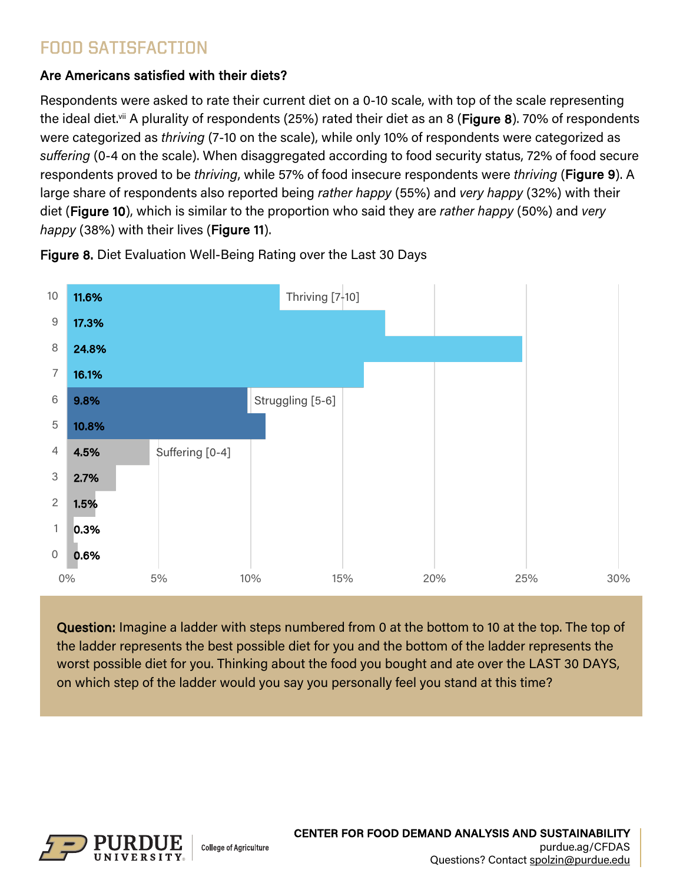# FOOD SATISFACTION

### Are Americans satisfied with their diets?

Respondents were asked to rate their current diet on a 0-10 scale, with top of the scale representing the ideal diet.[vii] A plurality of respondents (25%) rated their diet as an 8 (**Figure 8**). 70% of respondents were categorized as *thriving* (7-10 on the scale), while only 10% of respondents were categorized as *suffering* (0-4 on the scale). When disaggregated according to food security status, 72% of food secure respondents proved to be *thriving*, while 57% of food insecure respondents were *thriving* (**Figure 9**). A large share of respondents also reported being *rather happy* (55%) and *very happy* (32%) with their diet (**Figure 10**), which is similar to the proportion who said they are *rather happy* (50%) and *very happy* (38%) with their lives (**Figure 11**).

**Figure 8.** Diet Evaluation Well-Being Rating over the Last 30 Days

| Rating | Percent | Category |
|---|---|---|
| 10 | 11.6% | Thriving [7-10] |
| 9 | 17.3% | Thriving [7-10] |
| 8 | 24.8% | Thriving [7-10] |
| 7 | 16.1% | Thriving [7-10] |
| 6 | 9.8% | Struggling [5-6] |
| 5 | 10.8% | Struggling [5-6] |
| 4 | 4.5% | Suffering [0-4] |
| 3 | 2.7% | Suffering [0-4] |
| 2 | 1.5% | Suffering [0-4] |
| 1 | 0.3% | Suffering [0-4] |
| 0 | 0.6% | Suffering [0-4] |

**Question:** Imagine a ladder with steps numbered from 0 at the bottom to 10 at the top. The top of the ladder represents the best possible diet for you and the bottom of the ladder represents the worst possible diet for you. Thinking about the food you bought and ate over the LAST 30 DAYS, on which step of the ladder would you say you personally feel you stand at this time?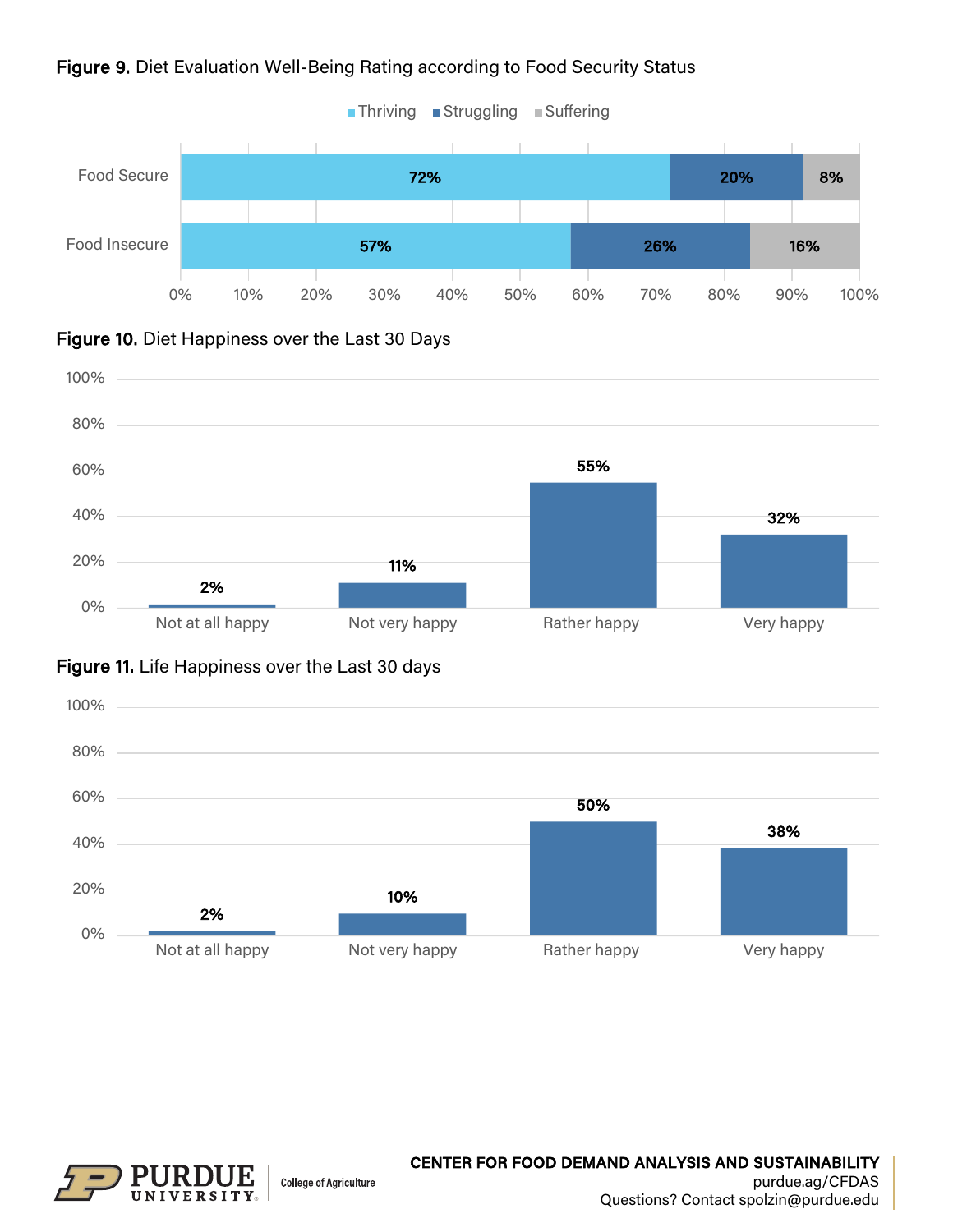**Figure 9.** Diet Evaluation Well-Being Rating according to Food Security Status

| | Thriving | Struggling | Suffering |
|---|---|---|---|
| Food Secure | 72% | 20% | 8% |
| Food Insecure | 57% | 26% | 16% |

**Figure 10.** Diet Happiness over the Last 30 Days

| Not at all happy | Not very happy | Rather happy | Very happy |
|---|---|---|---|
| 2% | 11% | 55% | 32% |

**Figure 11.** Life Happiness over the Last 30 days

| Not at all happy | Not very happy | Rather happy | Very happy |
|---|---|---|---|
| 2% | 10% | 50% | 38% |

**CENTER FOR FOOD DEMAND ANALYSIS AND SUSTAINABILITY**
purdue.ag/CFDAS
Questions? Contact spolzin@purdue.edu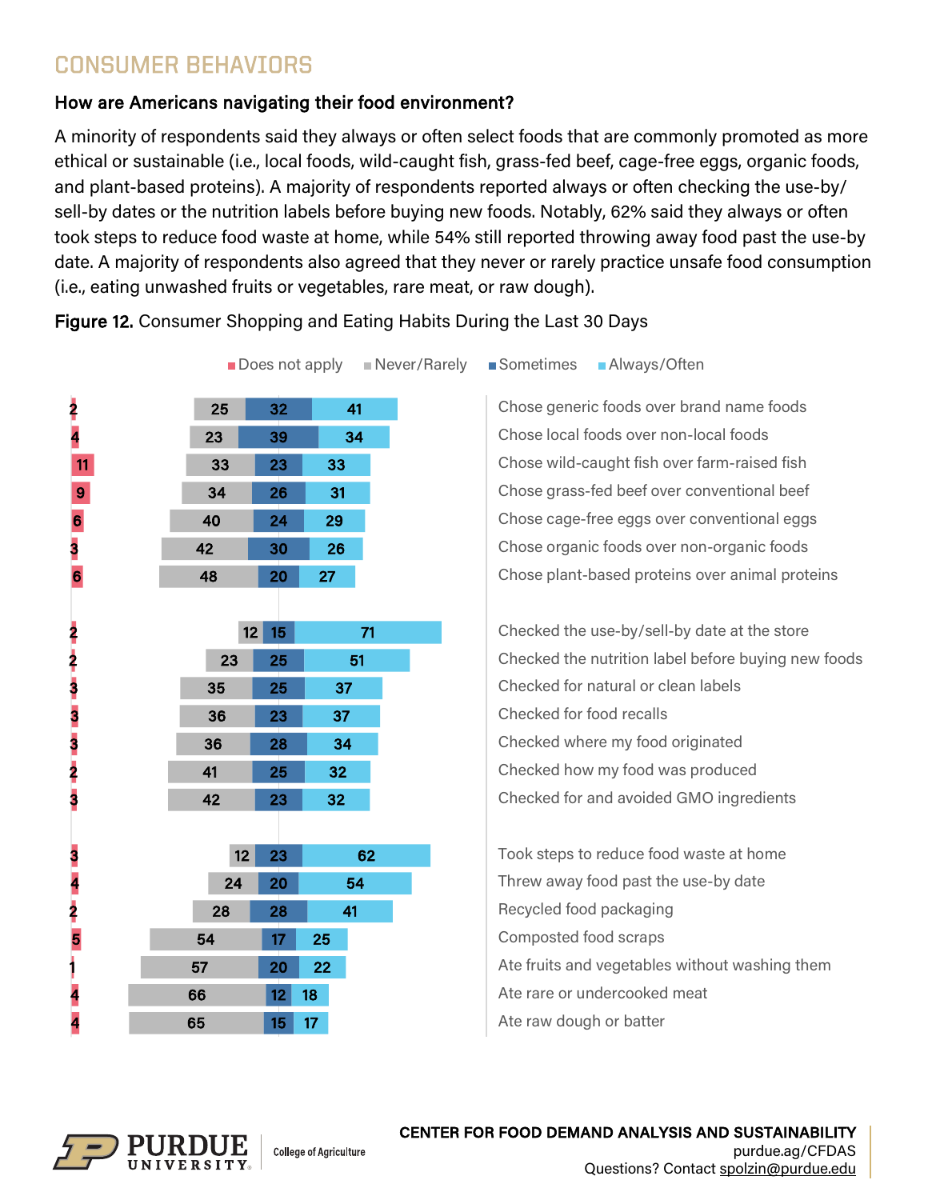## CONSUMER BEHAVIORS

### How are Americans navigating their food environment?

A minority of respondents said they always or often select foods that are commonly promoted as more ethical or sustainable (i.e., local foods, wild-caught fish, grass-fed beef, cage-free eggs, organic foods, and plant-based proteins). A majority of respondents reported always or often checking the use-by/sell-by dates or the nutrition labels before buying new foods. Notably, 62% said they always or often took steps to reduce food waste at home, while 54% still reported throwing away food past the use-by date. A majority of respondents also agreed that they never or rarely practice unsafe food consumption (i.e., eating unwashed fruits or vegetables, rare meat, or raw dough).

**Figure 12.** Consumer Shopping and Eating Habits During the Last 30 Days

| Behavior | Does not apply | Never/Rarely | Sometimes | Always/Often |
|---|---|---|---|---|
| Chose generic foods over brand name foods | 2 | 25 | 32 | 41 |
| Chose local foods over non-local foods | 4 | 23 | 39 | 34 |
| Chose wild-caught fish over farm-raised fish | 11 | 33 | 23 | 33 |
| Chose grass-fed beef over conventional beef | 9 | 34 | 26 | 31 |
| Chose cage-free eggs over conventional eggs | 6 | 40 | 24 | 29 |
| Chose organic foods over non-organic foods | 3 | 42 | 30 | 26 |
| Chose plant-based proteins over animal proteins | 6 | 48 | 20 | 27 |
| Checked the use-by/sell-by date at the store | 2 | 12 | 15 | 71 |
| Checked the nutrition label before buying new foods | 2 | 23 | 25 | 51 |
| Checked for natural or clean labels | 3 | 35 | 25 | 37 |
| Checked for food recalls | 3 | 36 | 23 | 37 |
| Checked where my food originated | 3 | 36 | 28 | 34 |
| Checked how my food was produced | 2 | 41 | 25 | 32 |
| Checked for and avoided GMO ingredients | 3 | 42 | 23 | 32 |
| Took steps to reduce food waste at home | 3 | 12 | 23 | 62 |
| Threw away food past the use-by date | 4 | 24 | 20 | 54 |
| Recycled food packaging | 2 | 28 | 28 | 41 |
| Composted food scraps | 5 | 54 | 17 | 25 |
| Ate fruits and vegetables without washing them | 1 | 57 | 20 | 22 |
| Ate rare or undercooked meat | 4 | 66 | 12 | 18 |
| Ate raw dough or batter | 4 | 65 | 15 | 17 |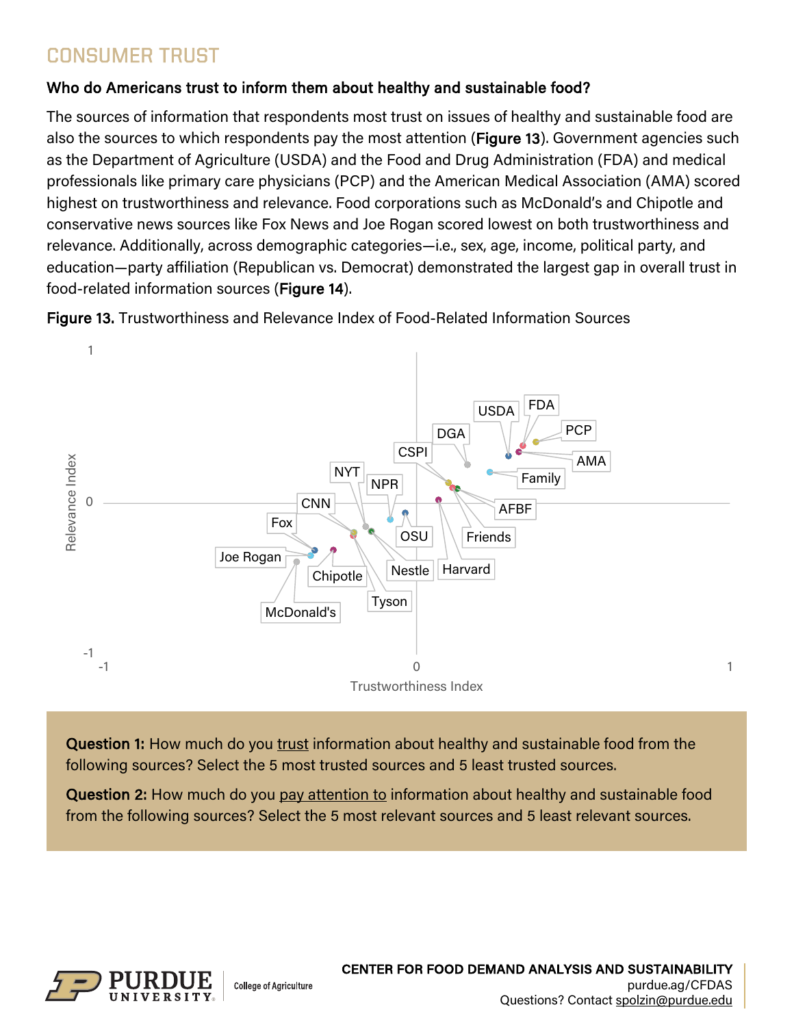## CONSUMER TRUST

### Who do Americans trust to inform them about healthy and sustainable food?

The sources of information that respondents most trust on issues of healthy and sustainable food are also the sources to which respondents pay the most attention (**Figure 13**). Government agencies such as the Department of Agriculture (USDA) and the Food and Drug Administration (FDA) and medical professionals like primary care physicians (PCP) and the American Medical Association (AMA) scored highest on trustworthiness and relevance. Food corporations such as McDonald's and Chipotle and conservative news sources like Fox News and Joe Rogan scored lowest on both trustworthiness and relevance. Additionally, across demographic categories—i.e., sex, age, income, political party, and education—party affiliation (Republican vs. Democrat) demonstrated the largest gap in overall trust in food-related information sources (**Figure 14**).

**Figure 13.** Trustworthiness and Relevance Index of Food-Related Information Sources

**Question 1:** How much do you trust information about healthy and sustainable food from the following sources? Select the 5 most trusted sources and 5 least trusted sources.

**Question 2:** How much do you pay attention to information about healthy and sustainable food from the following sources? Select the 5 most relevant sources and 5 least relevant sources.

CENTER FOR FOOD DEMAND ANALYSIS AND SUSTAINABILITY
purdue.ag/CFDAS
Questions? Contact spolzin@purdue.edu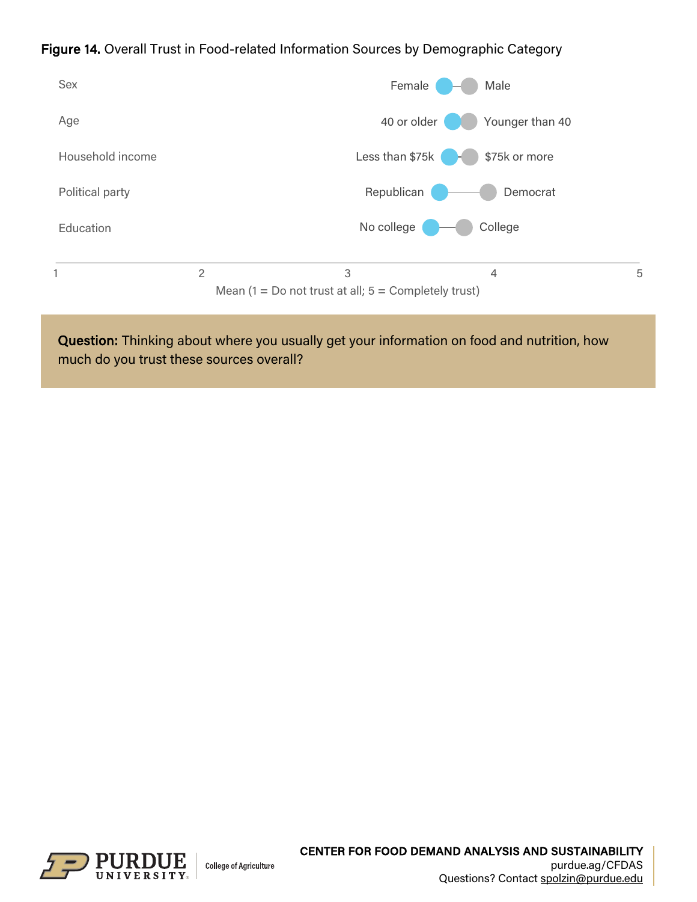**Figure 14.** Overall Trust in Food-related Information Sources by Demographic Category

| Category | Group (blue) | Group (gray) |
|---|---|---|
| Sex | Female | Male |
| Age | 40 or older | Younger than 40 |
| Household income | Less than $75k | $75k or more |
| Political party | Republican | Democrat |
| Education | No college | College |

Mean (1 = Do not trust at all; 5 = Completely trust)

**Question:** Thinking about where you usually get your information on food and nutrition, how much do you trust these sources overall?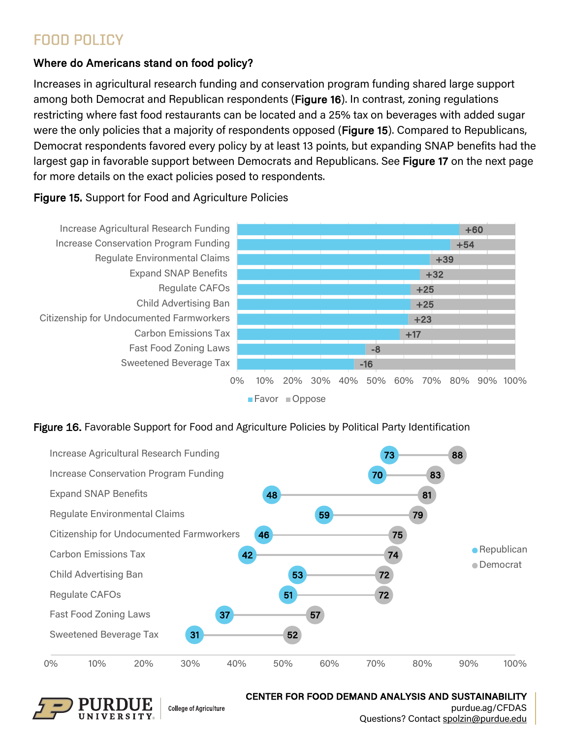## FOOD POLICY

### Where do Americans stand on food policy?

Increases in agricultural research funding and conservation program funding shared large support among both Democrat and Republican respondents (**Figure 16**). In contrast, zoning regulations restricting where fast food restaurants can be located and a 25% tax on beverages with added sugar were the only policies that a majority of respondents opposed (**Figure 15**). Compared to Republicans, Democrat respondents favored every policy by at least 13 points, but expanding SNAP benefits had the largest gap in favorable support between Democrats and Republicans. See **Figure 17** on the next page for more details on the exact policies posed to respondents.

**Figure 15.** Support for Food and Agriculture Policies

| Policy | Net (Favor − Oppose) |
|---|---|
| Increase Agricultural Research Funding | +60 |
| Increase Conservation Program Funding | +54 |
| Regulate Environmental Claims | +39 |
| Expand SNAP Benefits | +32 |
| Regulate CAFOs | +25 |
| Child Advertising Ban | +25 |
| Citizenship for Undocumented Farmworkers | +23 |
| Carbon Emissions Tax | +17 |
| Fast Food Zoning Laws | -8 |
| Sweetened Beverage Tax | -16 |

**Figure 16.** Favorable Support for Food and Agriculture Policies by Political Party Identification

| Policy | Republican | Democrat |
|---|---|---|
| Increase Agricultural Research Funding | 73 | 88 |
| Increase Conservation Program Funding | 70 | 83 |
| Expand SNAP Benefits | 48 | 81 |
| Regulate Environmental Claims | 59 | 79 |
| Citizenship for Undocumented Farmworkers | 46 | 75 |
| Carbon Emissions Tax | 42 | 74 |
| Child Advertising Ban | 53 | 72 |
| Regulate CAFOs | 51 | 72 |
| Fast Food Zoning Laws | 37 | 57 |
| Sweetened Beverage Tax | 31 | 52 |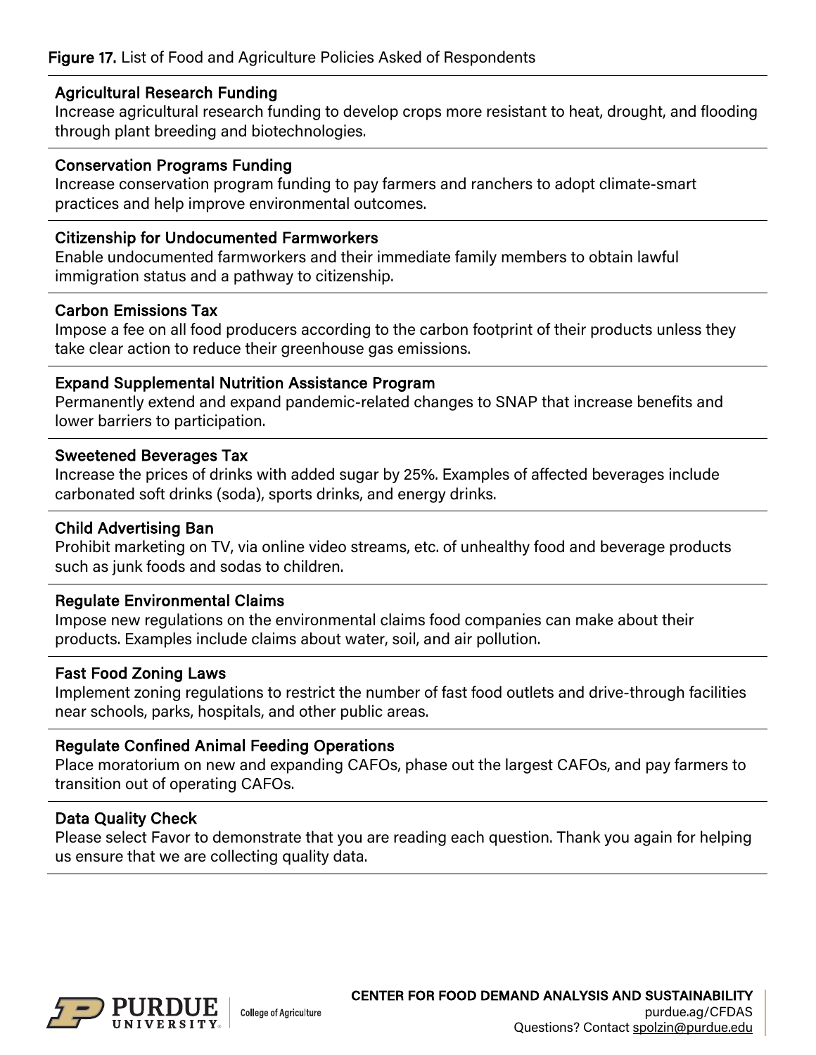**Figure 17.** List of Food and Agriculture Policies Asked of Respondents

**Agricultural Research Funding**
Increase agricultural research funding to develop crops more resistant to heat, drought, and flooding through plant breeding and biotechnologies.

**Conservation Programs Funding**
Increase conservation program funding to pay farmers and ranchers to adopt climate-smart practices and help improve environmental outcomes.

**Citizenship for Undocumented Farmworkers**
Enable undocumented farmworkers and their immediate family members to obtain lawful immigration status and a pathway to citizenship.

**Carbon Emissions Tax**
Impose a fee on all food producers according to the carbon footprint of their products unless they take clear action to reduce their greenhouse gas emissions.

**Expand Supplemental Nutrition Assistance Program**
Permanently extend and expand pandemic-related changes to SNAP that increase benefits and lower barriers to participation.

**Sweetened Beverages Tax**
Increase the prices of drinks with added sugar by 25%. Examples of affected beverages include carbonated soft drinks (soda), sports drinks, and energy drinks.

**Child Advertising Ban**
Prohibit marketing on TV, via online video streams, etc. of unhealthy food and beverage products such as junk foods and sodas to children.

**Regulate Environmental Claims**
Impose new regulations on the environmental claims food companies can make about their products. Examples include claims about water, soil, and air pollution.

**Fast Food Zoning Laws**
Implement zoning regulations to restrict the number of fast food outlets and drive-through facilities near schools, parks, hospitals, and other public areas.

**Regulate Confined Animal Feeding Operations**
Place moratorium on new and expanding CAFOs, phase out the largest CAFOs, and pay farmers to transition out of operating CAFOs.

**Data Quality Check**
Please select Favor to demonstrate that you are reading each question. Thank you again for helping us ensure that we are collecting quality data.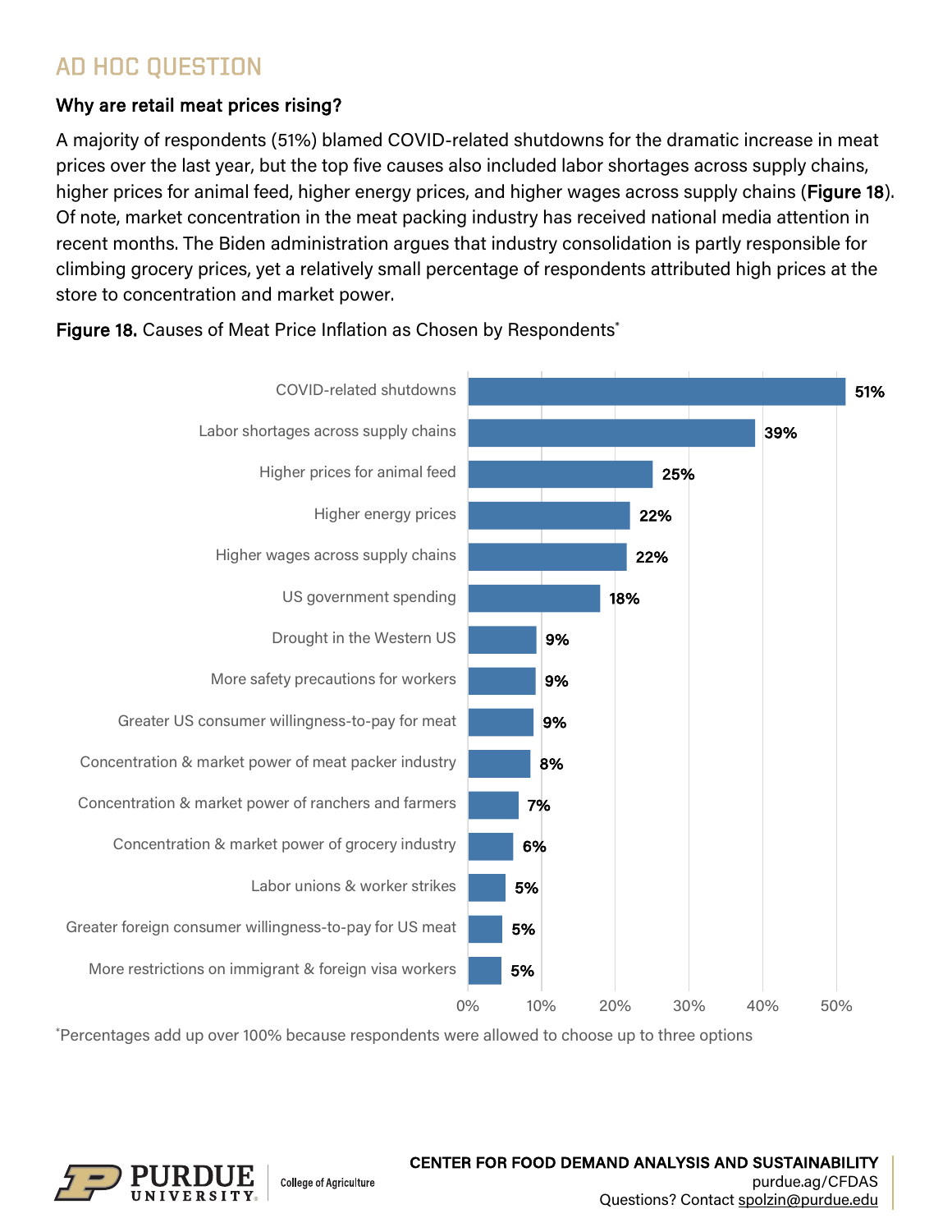## AD HOC QUESTION

**Why are retail meat prices rising?**

A majority of respondents (51%) blamed COVID-related shutdowns for the dramatic increase in meat prices over the last year, but the top five causes also included labor shortages across supply chains, higher prices for animal feed, higher energy prices, and higher wages across supply chains (**Figure 18**). Of note, market concentration in the meat packing industry has received national media attention in recent months. The Biden administration argues that industry consolidation is partly responsible for climbing grocery prices, yet a relatively small percentage of respondents attributed high prices at the store to concentration and market power.

**Figure 18.** Causes of Meat Price Inflation as Chosen by Respondents*

| Cause | Percentage |
| --- | --- |
| COVID-related shutdowns | 51% |
| Labor shortages across supply chains | 39% |
| Higher prices for animal feed | 25% |
| Higher energy prices | 22% |
| Higher wages across supply chains | 22% |
| US government spending | 18% |
| Drought in the Western US | 9% |
| More safety precautions for workers | 9% |
| Greater US consumer willingness-to-pay for meat | 9% |
| Concentration & market power of meat packer industry | 8% |
| Concentration & market power of ranchers and farmers | 7% |
| Concentration & market power of grocery industry | 6% |
| Labor unions & worker strikes | 5% |
| Greater foreign consumer willingness-to-pay for US meat | 5% |
| More restrictions on immigrant & foreign visa workers | 5% |

*Percentages add up over 100% because respondents were allowed to choose up to three options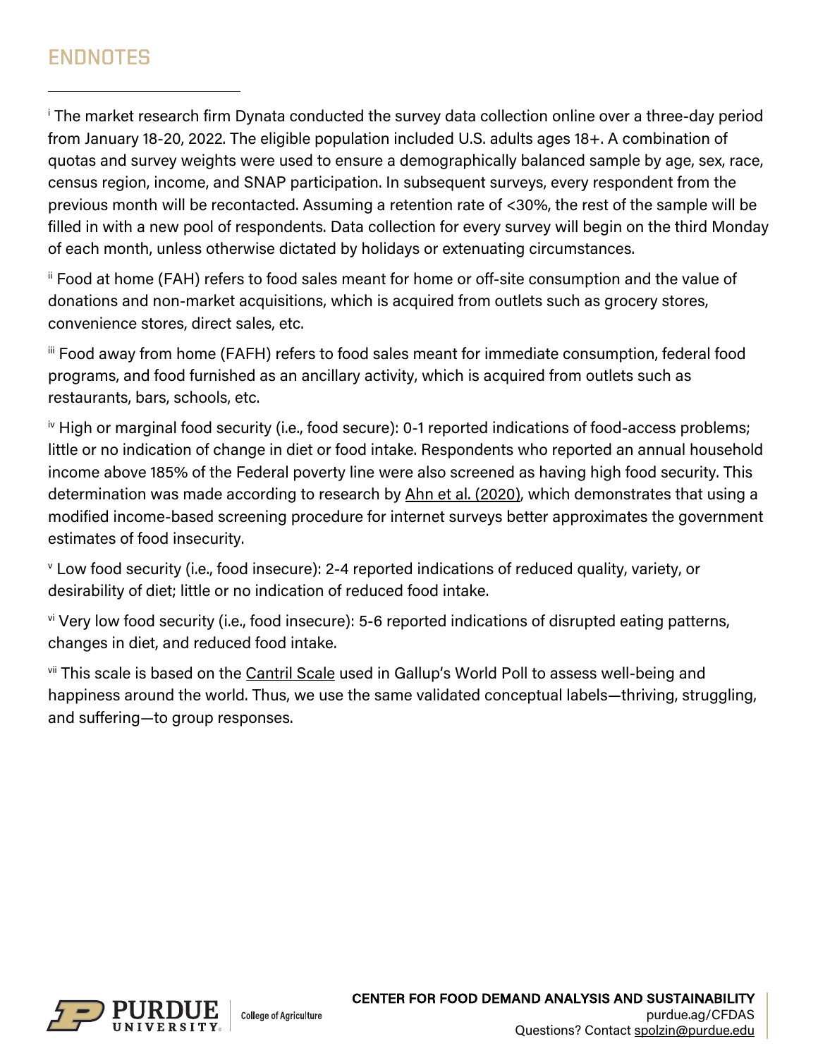## ENDNOTES

[i] The market research firm Dynata conducted the survey data collection online over a three-day period from January 18-20, 2022. The eligible population included U.S. adults ages 18+. A combination of quotas and survey weights were used to ensure a demographically balanced sample by age, sex, race, census region, income, and SNAP participation. In subsequent surveys, every respondent from the previous month will be recontacted. Assuming a retention rate of <30%, the rest of the sample will be filled in with a new pool of respondents. Data collection for every survey will begin on the third Monday of each month, unless otherwise dictated by holidays or extenuating circumstances.

[ii] Food at home (FAH) refers to food sales meant for home or off-site consumption and the value of donations and non-market acquisitions, which is acquired from outlets such as grocery stores, convenience stores, direct sales, etc.

[iii] Food away from home (FAFH) refers to food sales meant for immediate consumption, federal food programs, and food furnished as an ancillary activity, which is acquired from outlets such as restaurants, bars, schools, etc.

[iv] High or marginal food security (i.e., food secure): 0-1 reported indications of food-access problems; little or no indication of change in diet or food intake. Respondents who reported an annual household income above 185% of the Federal poverty line were also screened as having high food security. This determination was made according to research by Ahn et al. (2020), which demonstrates that using a modified income-based screening procedure for internet surveys better approximates the government estimates of food insecurity.

[v] Low food security (i.e., food insecure): 2-4 reported indications of reduced quality, variety, or desirability of diet; little or no indication of reduced food intake.

[vi] Very low food security (i.e., food insecure): 5-6 reported indications of disrupted eating patterns, changes in diet, and reduced food intake.

[vii] This scale is based on the Cantril Scale used in Gallup's World Poll to assess well-being and happiness around the world. Thus, we use the same validated conceptual labels—thriving, struggling, and suffering—to group responses.

PURDUE UNIVERSITY | College of Agriculture

CENTER FOR FOOD DEMAND ANALYSIS AND SUSTAINABILITY
purdue.ag/CFDAS
Questions? Contact spolzin@purdue.edu